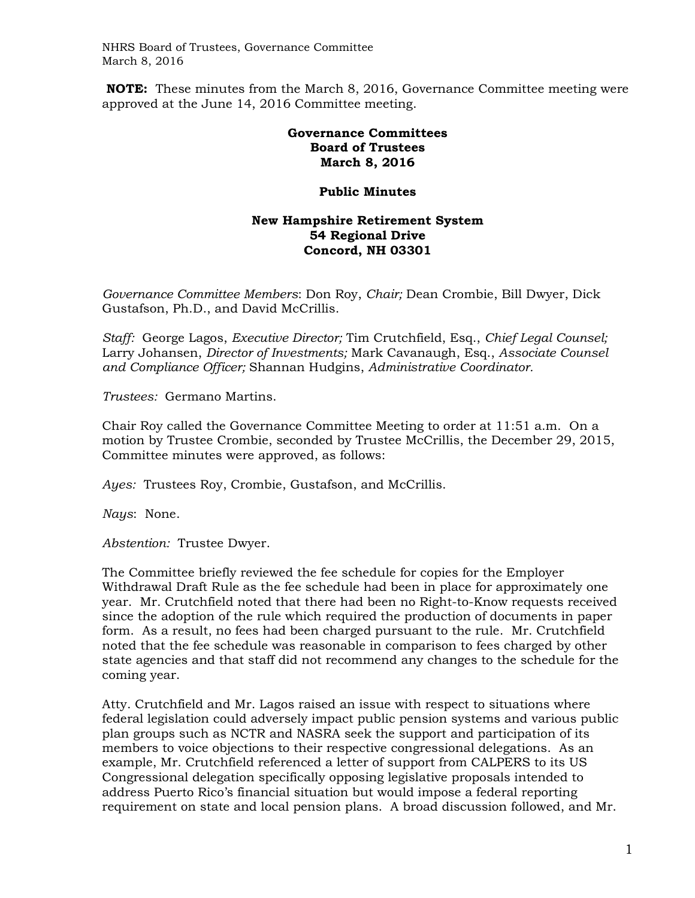**NOTE:** These minutes from the March 8, 2016, Governance Committee meeting were approved at the June 14, 2016 Committee meeting.

**Governance Committees**
**Board of Trustees**
**March 8, 2016**

**Public Minutes**

**New Hampshire Retirement System**
**54 Regional Drive**
**Concord, NH 03301**

*Governance Committee Members*: Don Roy, *Chair;* Dean Crombie, Bill Dwyer, Dick Gustafson, Ph.D., and David McCrillis.

*Staff:* George Lagos, *Executive Director;* Tim Crutchfield, Esq., *Chief Legal Counsel;* Larry Johansen, *Director of Investments;* Mark Cavanaugh, Esq., *Associate Counsel and Compliance Officer;* Shannan Hudgins, *Administrative Coordinator.*

*Trustees:* Germano Martins.

Chair Roy called the Governance Committee Meeting to order at 11:51 a.m. On a motion by Trustee Crombie, seconded by Trustee McCrillis, the December 29, 2015, Committee minutes were approved, as follows:

*Ayes:* Trustees Roy, Crombie, Gustafson, and McCrillis.

*Nays*: None.

*Abstention:* Trustee Dwyer.

The Committee briefly reviewed the fee schedule for copies for the Employer Withdrawal Draft Rule as the fee schedule had been in place for approximately one year. Mr. Crutchfield noted that there had been no Right-to-Know requests received since the adoption of the rule which required the production of documents in paper form. As a result, no fees had been charged pursuant to the rule. Mr. Crutchfield noted that the fee schedule was reasonable in comparison to fees charged by other state agencies and that staff did not recommend any changes to the schedule for the coming year.

Atty. Crutchfield and Mr. Lagos raised an issue with respect to situations where federal legislation could adversely impact public pension systems and various public plan groups such as NCTR and NASRA seek the support and participation of its members to voice objections to their respective congressional delegations. As an example, Mr. Crutchfield referenced a letter of support from CALPERS to its US Congressional delegation specifically opposing legislative proposals intended to address Puerto Rico's financial situation but would impose a federal reporting requirement on state and local pension plans. A broad discussion followed, and Mr.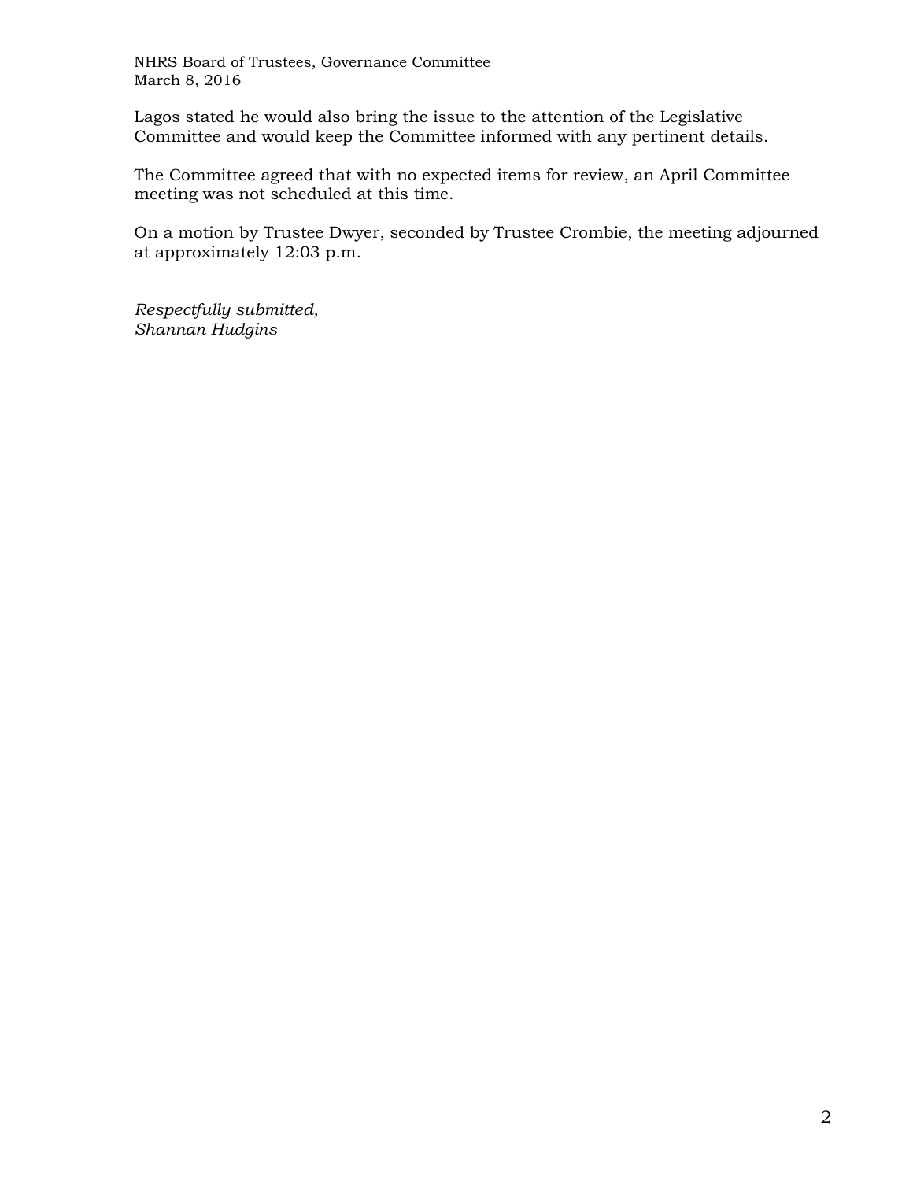Lagos stated he would also bring the issue to the attention of the Legislative Committee and would keep the Committee informed with any pertinent details.

The Committee agreed that with no expected items for review, an April Committee meeting was not scheduled at this time.

On a motion by Trustee Dwyer, seconded by Trustee Crombie, the meeting adjourned at approximately 12:03 p.m.

*Respectfully submitted,*
*Shannan Hudgins*